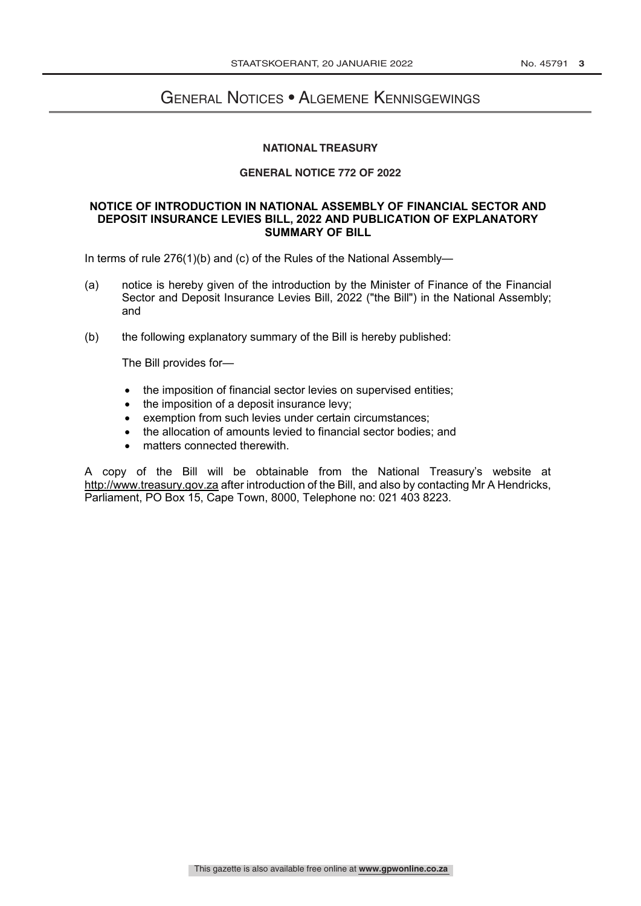# General Notices • Algemene Kennisgewings

## NATIONAL TREASURY

### GENERAL NOTICE 772 OF 2022

### NOTICE OF INTRODUCTION IN NATIONAL ASSEMBLY OF FINANCIAL SECTOR AND DEPOSIT INSURANCE LEVIES BILL, 2022 AND PUBLICATION OF EXPLANATORY SUMMARY OF BILL

In terms of rule 276(1)(b) and (c) of the Rules of the National Assembly—

(a) notice is hereby given of the introduction by the Minister of Finance of the Financial Sector and Deposit Insurance Levies Bill, 2022 ("the Bill") in the National Assembly; and

(b) the following explanatory summary of the Bill is hereby published:

The Bill provides for—

- the imposition of financial sector levies on supervised entities;
- the imposition of a deposit insurance levy;
- exemption from such levies under certain circumstances;
- the allocation of amounts levied to financial sector bodies; and
- matters connected therewith.

A copy of the Bill will be obtainable from the National Treasury's website at http://www.treasury.gov.za after introduction of the Bill, and also by contacting Mr A Hendricks, Parliament, PO Box 15, Cape Town, 8000, Telephone no: 021 403 8223.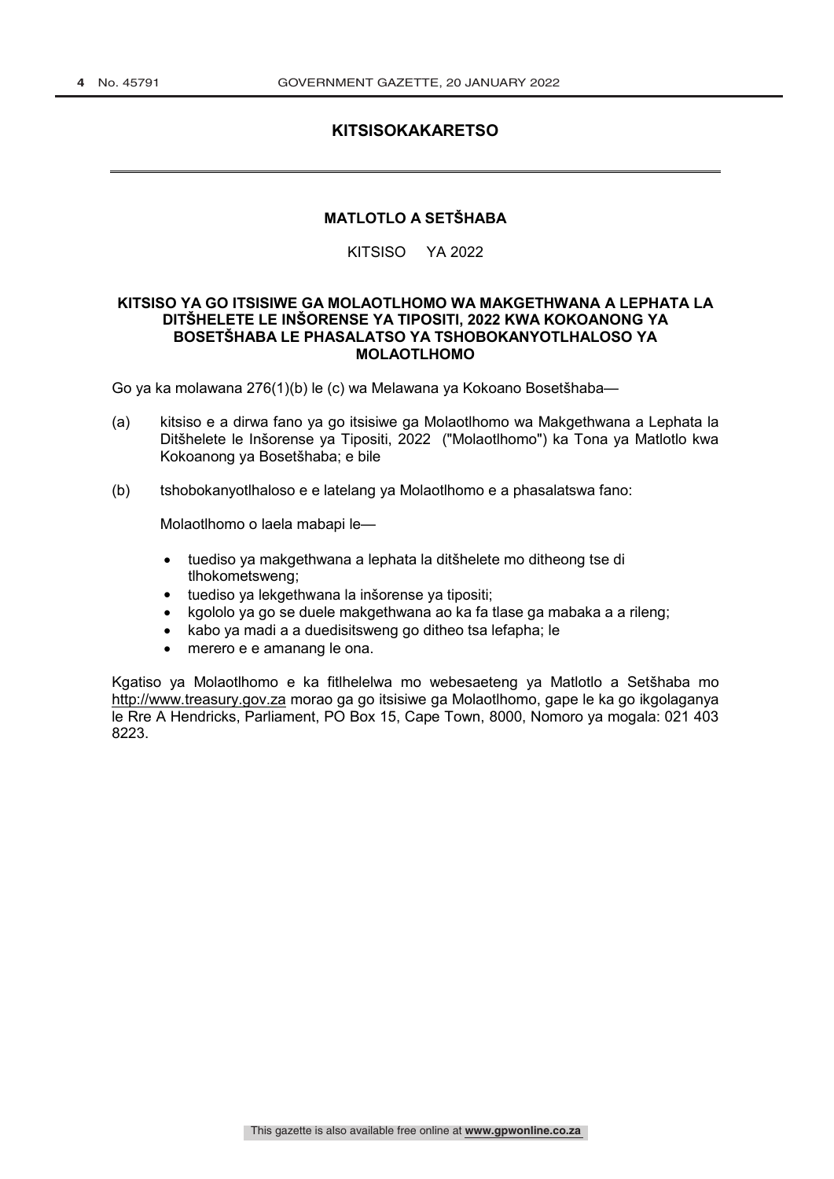# KITSISOKAKARETSO

## MATLOTLO A SETŠHABA

KITSISO YA 2022

### KITSISO YA GO ITSISIWE GA MOLAOTLHOMO WA MAKGETHWANA A LEPHATA LA DITŠHELETE LE INŠORENSE YA TIPOSITI, 2022 KWA KOKOANONG YA BOSETŠHABA LE PHASALATSO YA TSHOBOKANYOTLHALOSO YA MOLAOTLHOMO

Go ya ka molawana 276(1)(b) le (c) wa Melawana ya Kokoano Bosetšhaba—

(a) kitsiso e a dirwa fano ya go itsisiwe ga Molaotlhomo wa Makgethwana a Lephata la Ditšhelete le Inšorense ya Tipositi, 2022 ("Molaotlhomo") ka Tona ya Matlotlo kwa Kokoanong ya Bosetšhaba; e bile

(b) tshobokanyotlhaloso e e latelang ya Molaotlhomo e a phasalatswa fano:

Molaotlhomo o laela mabapi le—

- tuediso ya makgethwana a lephata la ditšhelete mo ditheong tse di tlhokometsweng;
- tuediso ya lekgethwana la inšorense ya tipositi;
- kgololo ya go se duele makgethwana ao ka fa tlase ga mabaka a a rileng;
- kabo ya madi a a duedisitsweng go ditheo tsa lefapha; le
- merero e e amanang le ona.

Kgatiso ya Molaotlhomo e ka fitlhelelwa mo webesaeteng ya Matlotlo a Setšhaba mo http://www.treasury.gov.za morao ga go itsisiwe ga Molaotlhomo, gape le ka go ikgolaganya le Rre A Hendricks, Parliament, PO Box 15, Cape Town, 8000, Nomoro ya mogala: 021 403 8223.